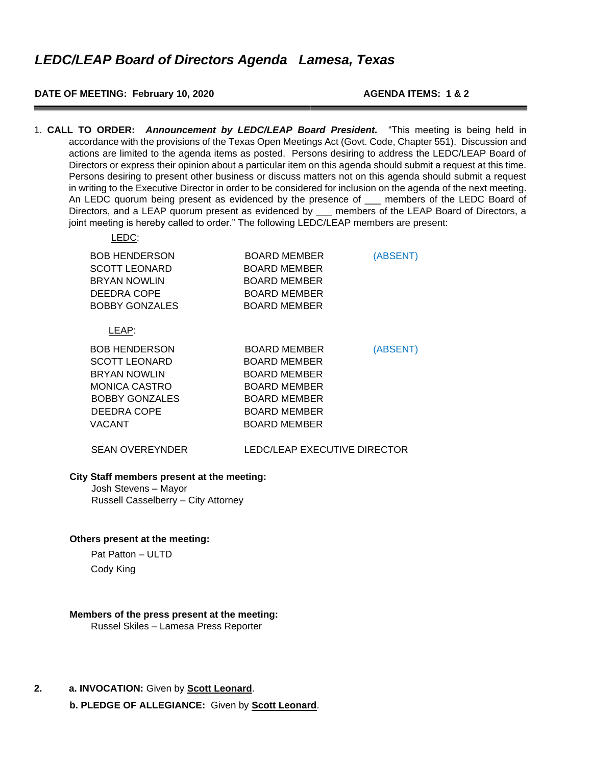# *LEDC/LEAP Board of Directors Agenda Lamesa, Texas*

**DATE OF MEETING: February 10, 2020** **AGENDA ITEMS: 1 & 2**

1. **CALL TO ORDER:** ***Announcement by LEDC/LEAP Board President.*** "This meeting is being held in accordance with the provisions of the Texas Open Meetings Act (Govt. Code, Chapter 551). Discussion and actions are limited to the agenda items as posted. Persons desiring to address the LEDC/LEAP Board of Directors or express their opinion about a particular item on this agenda should submit a request at this time. Persons desiring to present other business or discuss matters not on this agenda should submit a request in writing to the Executive Director in order to be considered for inclusion on the agenda of the next meeting. An LEDC quorum being present as evidenced by the presence of ___ members of the LEDC Board of Directors, and a LEAP quorum present as evidenced by ___ members of the LEAP Board of Directors, a joint meeting is hereby called to order." The following LEDC/LEAP members are present:

LEDC:

| | | |
|---|---|---|
| BOB HENDERSON | BOARD MEMBER | (ABSENT) |
| SCOTT LEONARD | BOARD MEMBER | |
| BRYAN NOWLIN | BOARD MEMBER | |
| DEEDRA COPE | BOARD MEMBER | |
| BOBBY GONZALES | BOARD MEMBER | |

LEAP:

| | | |
|---|---|---|
| BOB HENDERSON | BOARD MEMBER | (ABSENT) |
| SCOTT LEONARD | BOARD MEMBER | |
| BRYAN NOWLIN | BOARD MEMBER | |
| MONICA CASTRO | BOARD MEMBER | |
| BOBBY GONZALES | BOARD MEMBER | |
| DEEDRA COPE | BOARD MEMBER | |
| VACANT | BOARD MEMBER | |

SEAN OVEREYNDER LEDC/LEAP EXECUTIVE DIRECTOR

**City Staff members present at the meeting:**

Josh Stevens – Mayor
Russell Casselberry – City Attorney

**Others present at the meeting:**

Pat Patton – ULTD
Cody King

**Members of the press present at the meeting:**

Russel Skiles – Lamesa Press Reporter

2. **a. INVOCATION:** Given by **Scott Leonard**.

**b. PLEDGE OF ALLEGIANCE:** Given by **Scott Leonard**.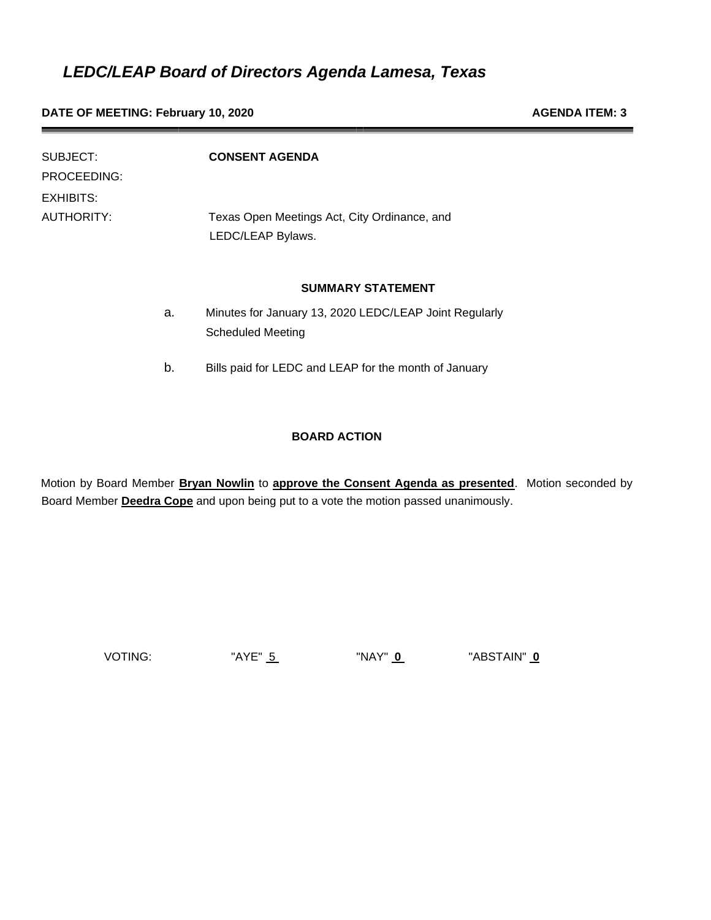# *LEDC/LEAP Board of Directors Agenda Lamesa, Texas*

**DATE OF MEETING: February 10, 2020** **AGENDA ITEM: 3**

---

SUBJECT: **CONSENT AGENDA**

PROCEEDING:

EXHIBITS:

AUTHORITY: Texas Open Meetings Act, City Ordinance, and LEDC/LEAP Bylaws.

**SUMMARY STATEMENT**

a. Minutes for January 13, 2020 LEDC/LEAP Joint Regularly Scheduled Meeting

b. Bills paid for LEDC and LEAP for the month of January

**BOARD ACTION**

Motion by Board Member **Bryan Nowlin** to **approve the Consent Agenda as presented**. Motion seconded by Board Member **Deedra Cope** and upon being put to a vote the motion passed unanimously.

VOTING: "AYE" 5 "NAY" **0** "ABSTAIN" **0**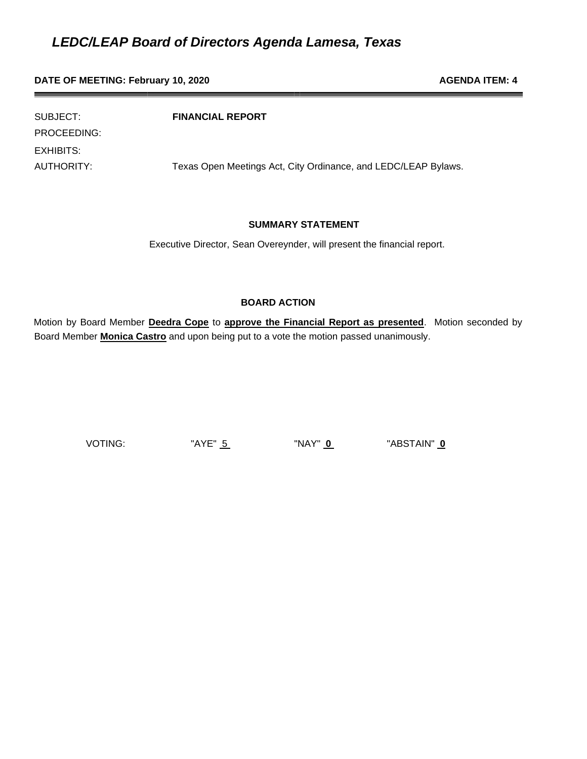# *LEDC/LEAP Board of Directors Agenda Lamesa, Texas*

**DATE OF MEETING: February 10, 2020** **AGENDA ITEM: 4**

SUBJECT: **FINANCIAL REPORT**

PROCEEDING:

EXHIBITS:

AUTHORITY: Texas Open Meetings Act, City Ordinance, and LEDC/LEAP Bylaws.

**SUMMARY STATEMENT**

Executive Director, Sean Overeynder, will present the financial report.

**BOARD ACTION**

Motion by Board Member **Deedra Cope** to **approve the Financial Report as presented**. Motion seconded by Board Member **Monica Castro** and upon being put to a vote the motion passed unanimously.

VOTING: "AYE" 5 "NAY" **0** "ABSTAIN" **0**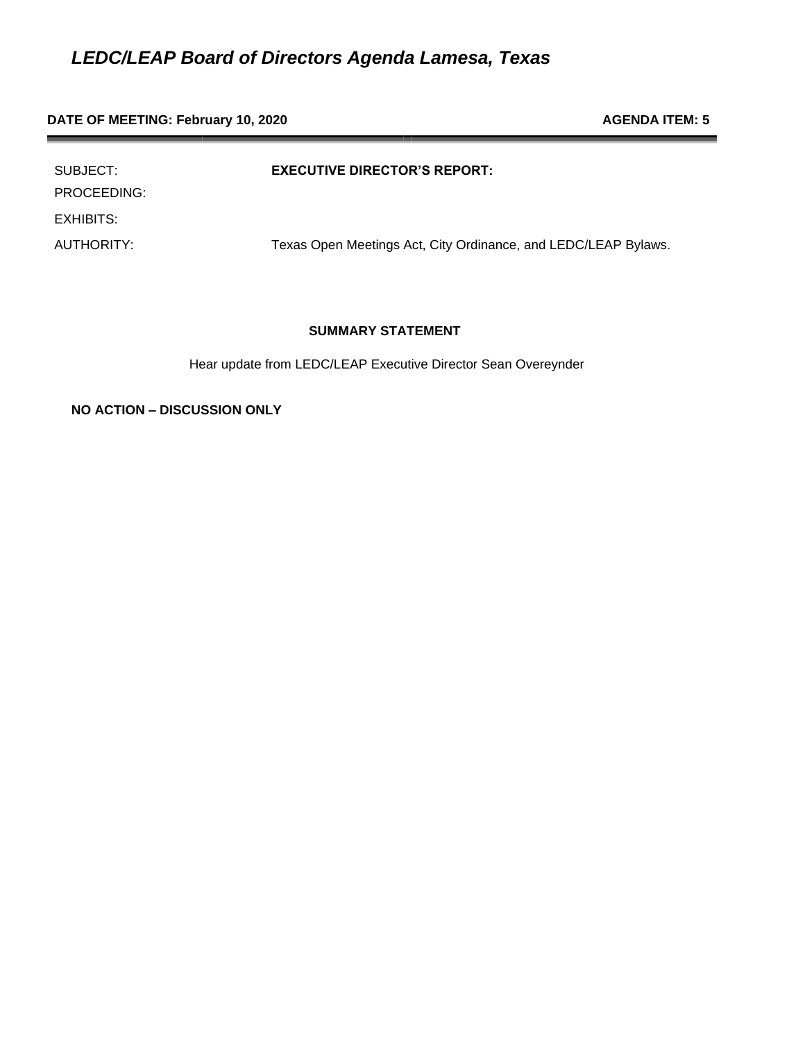# *LEDC/LEAP Board of Directors Agenda Lamesa, Texas*

**DATE OF MEETING: February 10, 2020** **AGENDA ITEM: 5**

| | |
|---|---|
| SUBJECT: | **EXECUTIVE DIRECTOR'S REPORT:** |
| PROCEEDING: | |
| EXHIBITS: | |
| AUTHORITY: | Texas Open Meetings Act, City Ordinance, and LEDC/LEAP Bylaws. |

**SUMMARY STATEMENT**

Hear update from LEDC/LEAP Executive Director Sean Overeynder

**NO ACTION – DISCUSSION ONLY**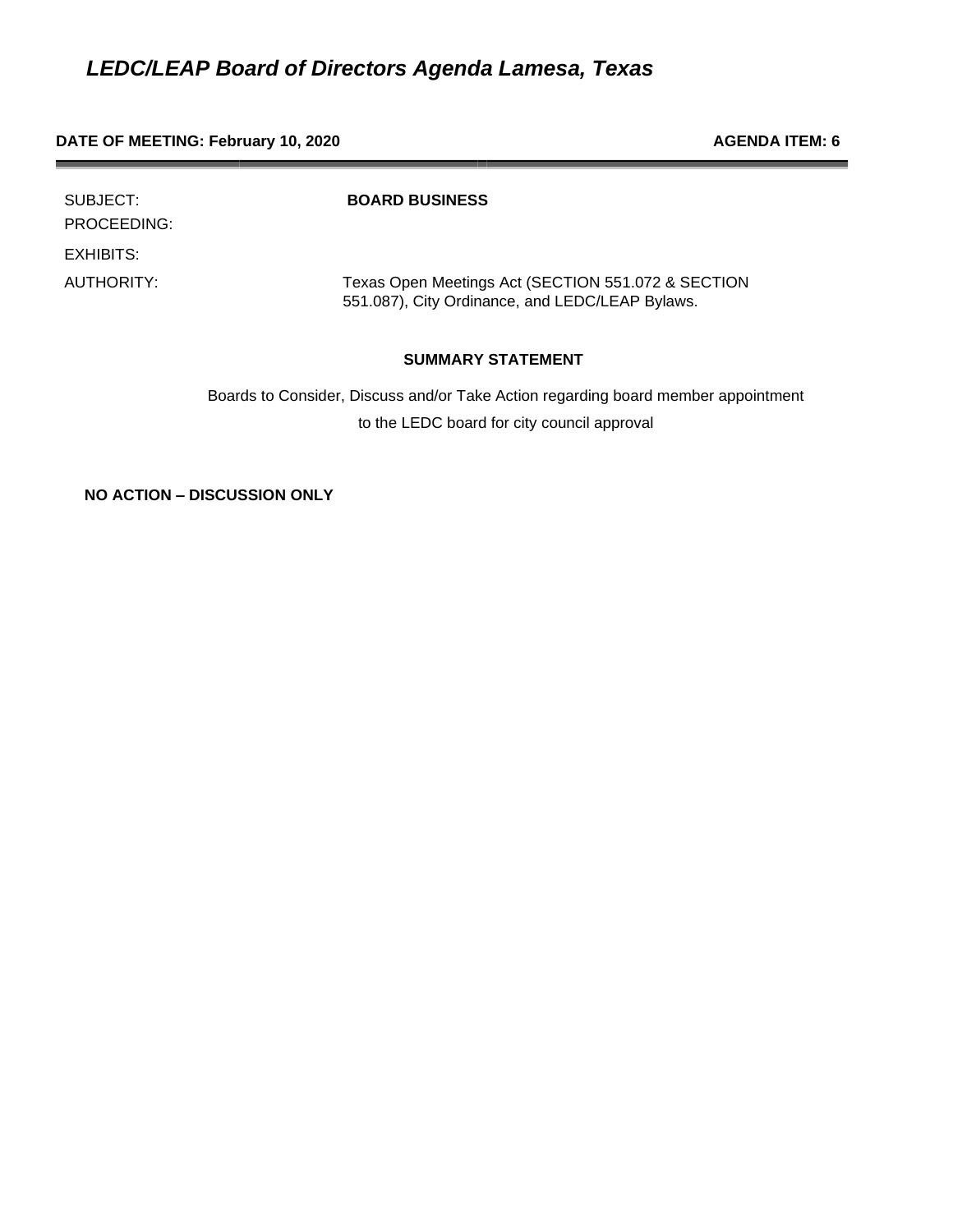# *LEDC/LEAP Board of Directors Agenda Lamesa, Texas*

**DATE OF MEETING: February 10, 2020** **AGENDA ITEM: 6**

| | |
|---|---|
| SUBJECT: | **BOARD BUSINESS** |
| PROCEEDING: | |
| EXHIBITS: | |
| AUTHORITY: | Texas Open Meetings Act (SECTION 551.072 & SECTION 551.087), City Ordinance, and LEDC/LEAP Bylaws. |

**SUMMARY STATEMENT**

Boards to Consider, Discuss and/or Take Action regarding board member appointment to the LEDC board for city council approval

**NO ACTION – DISCUSSION ONLY**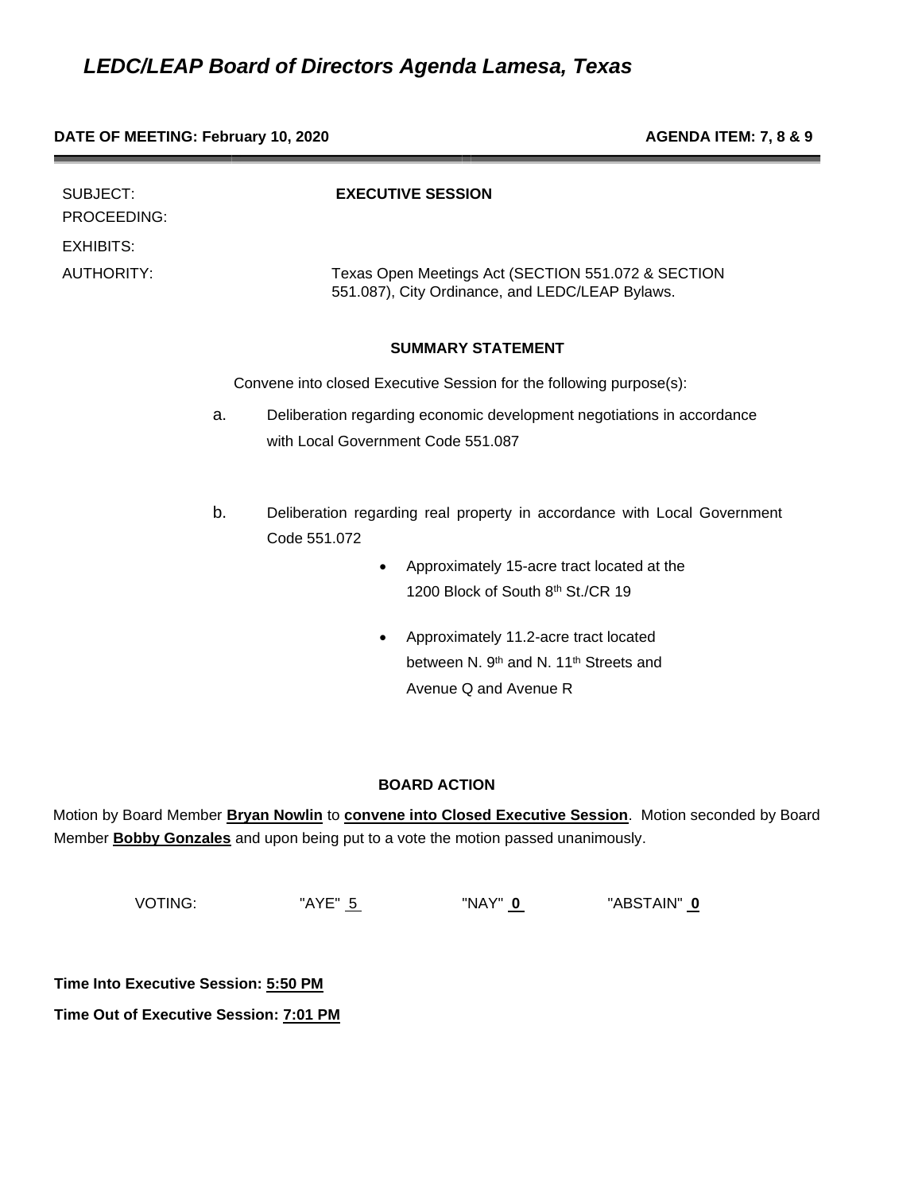# *LEDC/LEAP Board of Directors Agenda Lamesa, Texas*

**DATE OF MEETING: February 10, 2020** **AGENDA ITEM: 7, 8 & 9**

SUBJECT: **EXECUTIVE SESSION**

PROCEEDING:

EXHIBITS:

AUTHORITY: Texas Open Meetings Act (SECTION 551.072 & SECTION 551.087), City Ordinance, and LEDC/LEAP Bylaws.

**SUMMARY STATEMENT**

Convene into closed Executive Session for the following purpose(s):

a. Deliberation regarding economic development negotiations in accordance with Local Government Code 551.087

b. Deliberation regarding real property in accordance with Local Government Code 551.072

- Approximately 15-acre tract located at the 1200 Block of South 8th St./CR 19
- Approximately 11.2-acre tract located between N. 9th and N. 11th Streets and Avenue Q and Avenue R

**BOARD ACTION**

Motion by Board Member **Bryan Nowlin** to **convene into Closed Executive Session**. Motion seconded by Board Member **Bobby Gonzales** and upon being put to a vote the motion passed unanimously.

VOTING: "AYE" 5 "NAY" **0** "ABSTAIN" **0**

**Time Into Executive Session: 5:50 PM**

**Time Out of Executive Session: 7:01 PM**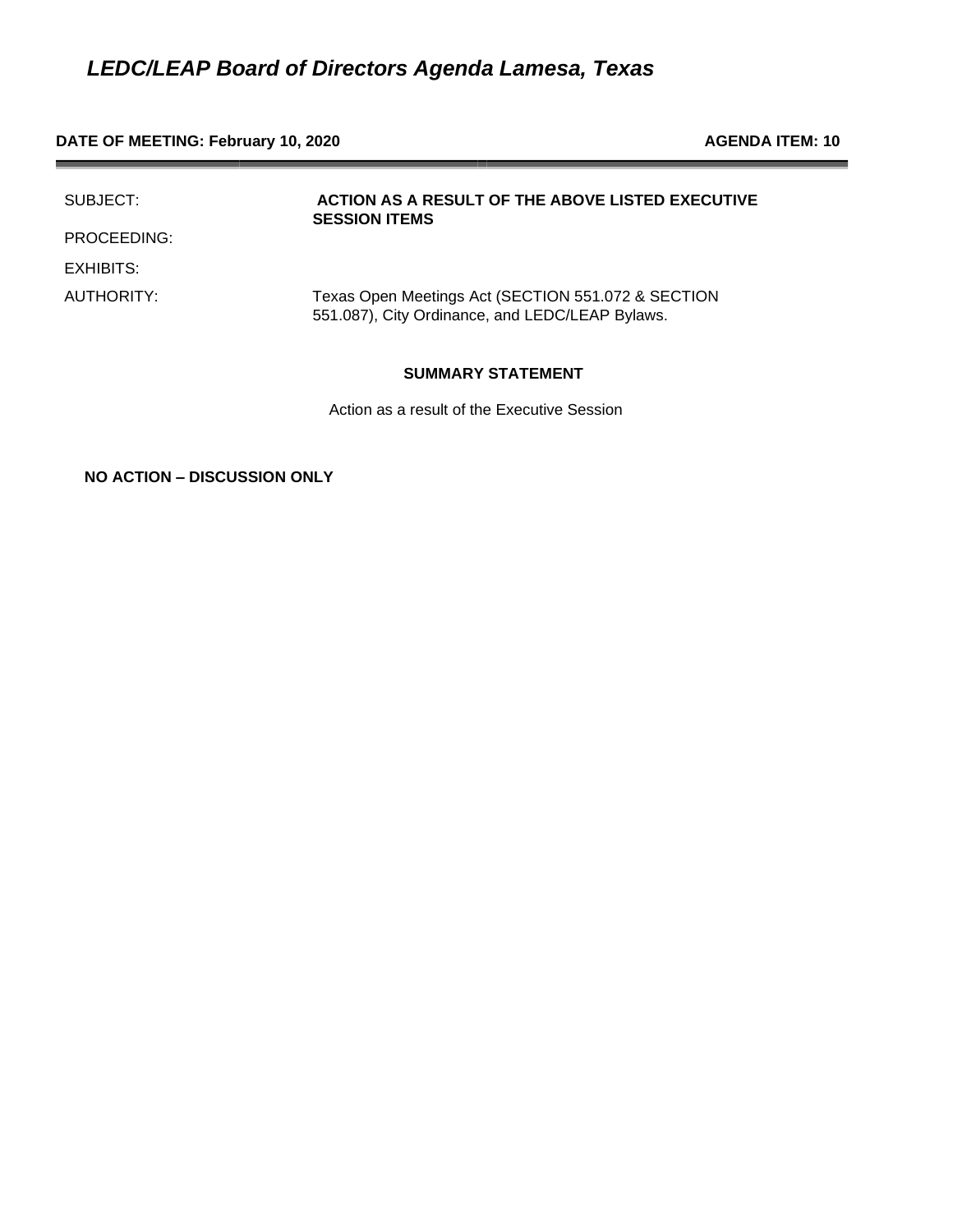# *LEDC/LEAP Board of Directors Agenda Lamesa, Texas*

**DATE OF MEETING: February 10, 2020** **AGENDA ITEM: 10**

| | |
|---|---|
| SUBJECT: | **ACTION AS A RESULT OF THE ABOVE LISTED EXECUTIVE SESSION ITEMS** |
| PROCEEDING: | |
| EXHIBITS: | |
| AUTHORITY: | Texas Open Meetings Act (SECTION 551.072 & SECTION 551.087), City Ordinance, and LEDC/LEAP Bylaws. |

**SUMMARY STATEMENT**

Action as a result of the Executive Session

**NO ACTION – DISCUSSION ONLY**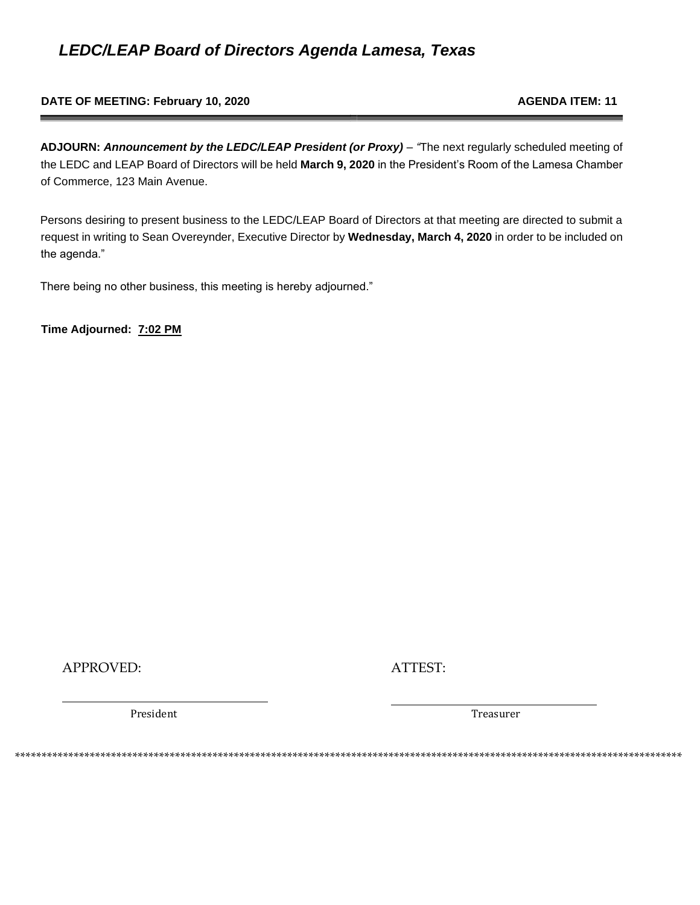## *LEDC/LEAP Board of Directors Agenda Lamesa, Texas*

**DATE OF MEETING: February 10, 2020** **AGENDA ITEM: 11**

**ADJOURN:** ***Announcement by the LEDC/LEAP President (or Proxy)*** – *"*The next regularly scheduled meeting of the LEDC and LEAP Board of Directors will be held **March 9, 2020** in the President's Room of the Lamesa Chamber of Commerce, 123 Main Avenue.

Persons desiring to present business to the LEDC/LEAP Board of Directors at that meeting are directed to submit a request in writing to Sean Overeynder, Executive Director by **Wednesday, March 4, 2020** in order to be included on the agenda."

There being no other business, this meeting is hereby adjourned."

**Time Adjourned: 7:02 PM**

APPROVED:

\_\_\_\_\_\_\_\_\_\_\_\_\_\_\_\_\_\_\_\_\_\_\_\_\_\_\_\_\_\_
President

ATTEST:

\_\_\_\_\_\_\_\_\_\_\_\_\_\_\_\_\_\_\_\_\_\_\_\_\_\_\_\_\_\_
Treasurer

\*\*\*\*\*\*\*\*\*\*\*\*\*\*\*\*\*\*\*\*\*\*\*\*\*\*\*\*\*\*\*\*\*\*\*\*\*\*\*\*\*\*\*\*\*\*\*\*\*\*\*\*\*\*\*\*\*\*\*\*\*\*\*\*\*\*\*\*\*\*\*\*\*\*\*\*\*\*\*\*\*\*\*\*\*\*\*\*\*\*\*\*\*\*\*\*\*\*\*\*\*\*\*\*\*\*\*\*\*\*\*\*\*\*\*\*